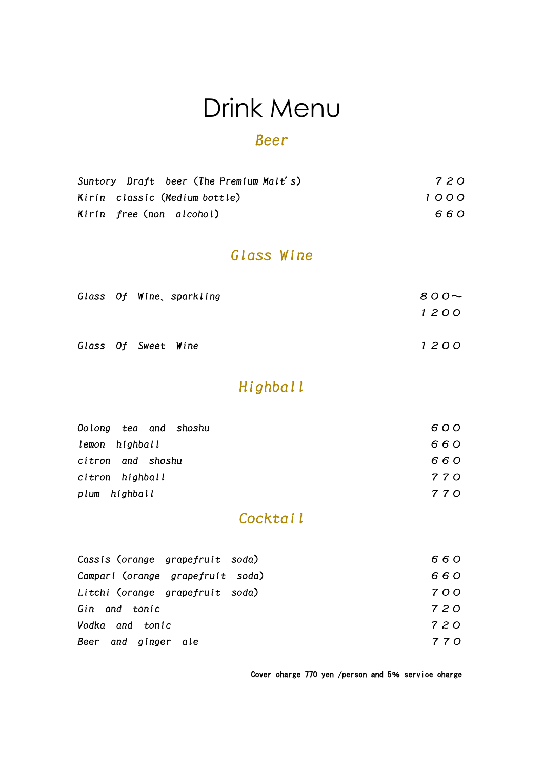# Drink Menu

## Beer

| | |
|---|---|
| Suntory Draft beer (The Premium Malt's) | ７２０ |
| Kirin classic (Medium bottle) | １０００ |
| Kirin free (non alcohol) | ６６０ |

## Glass Wine

| | |
|---|---|
| Glass Of Wine、sparkling | ８００～<br>１２００ |
| Glass Of Sweet Wine | １２００ |

## Highball

| | |
|---|---|
| Oolong tea and shoshu | ６００ |
| lemon highball | ６６０ |
| citron and shoshu | ６６０ |
| citron highball | ７７０ |
| plum highball | ７７０ |

## Cocktail

| | |
|---|---|
| Cassis (orange grapefruit soda) | ６６０ |
| Campari (orange grapefruit soda) | ６６０ |
| Litchi (orange grapefruit soda) | ７００ |
| Gin and tonic | ７２０ |
| Vodka and tonic | ７２０ |
| Beer and ginger ale | ７７０ |

Cover charge 770 yen /person and 5% service charge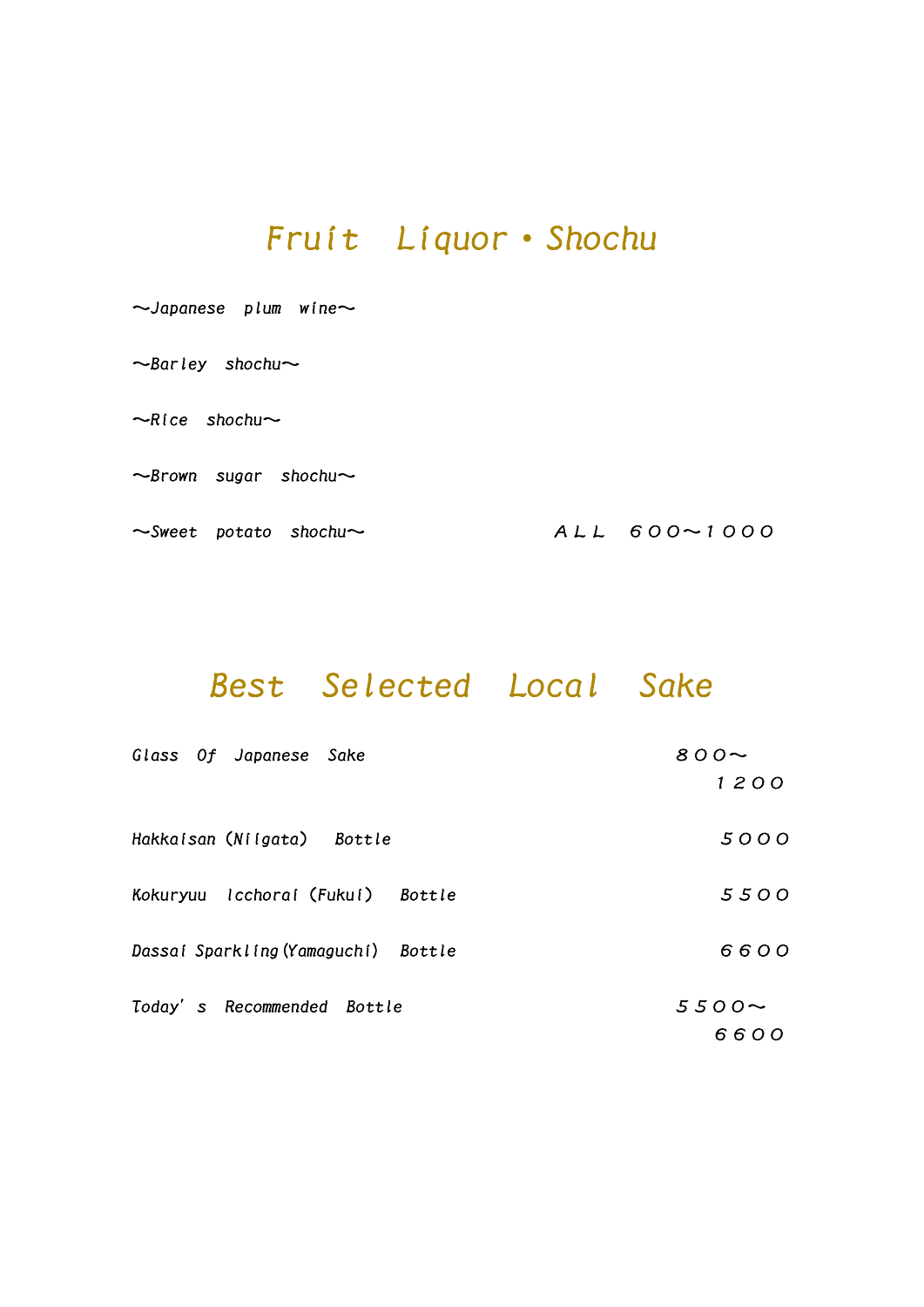## Fruit Liquor・Shochu

〜Japanese plum wine〜

〜Barley shochu〜

〜Rice shochu〜

〜Brown sugar shochu〜

〜Sweet potato shochu〜 ＡＬＬ ６００〜１０００

## Best Selected Local Sake

| | |
|---|---|
| Glass Of Japanese Sake | ８００〜１２００ |
| Hakkaisan (Niigata) Bottle | ５０００ |
| Kokuryuu Icchorai (Fukui) Bottle | ５５００ |
| Dassai Sparkling(Yamaguchi) Bottle | ６６００ |
| Today's Recommended Bottle | ５５００〜６６００ |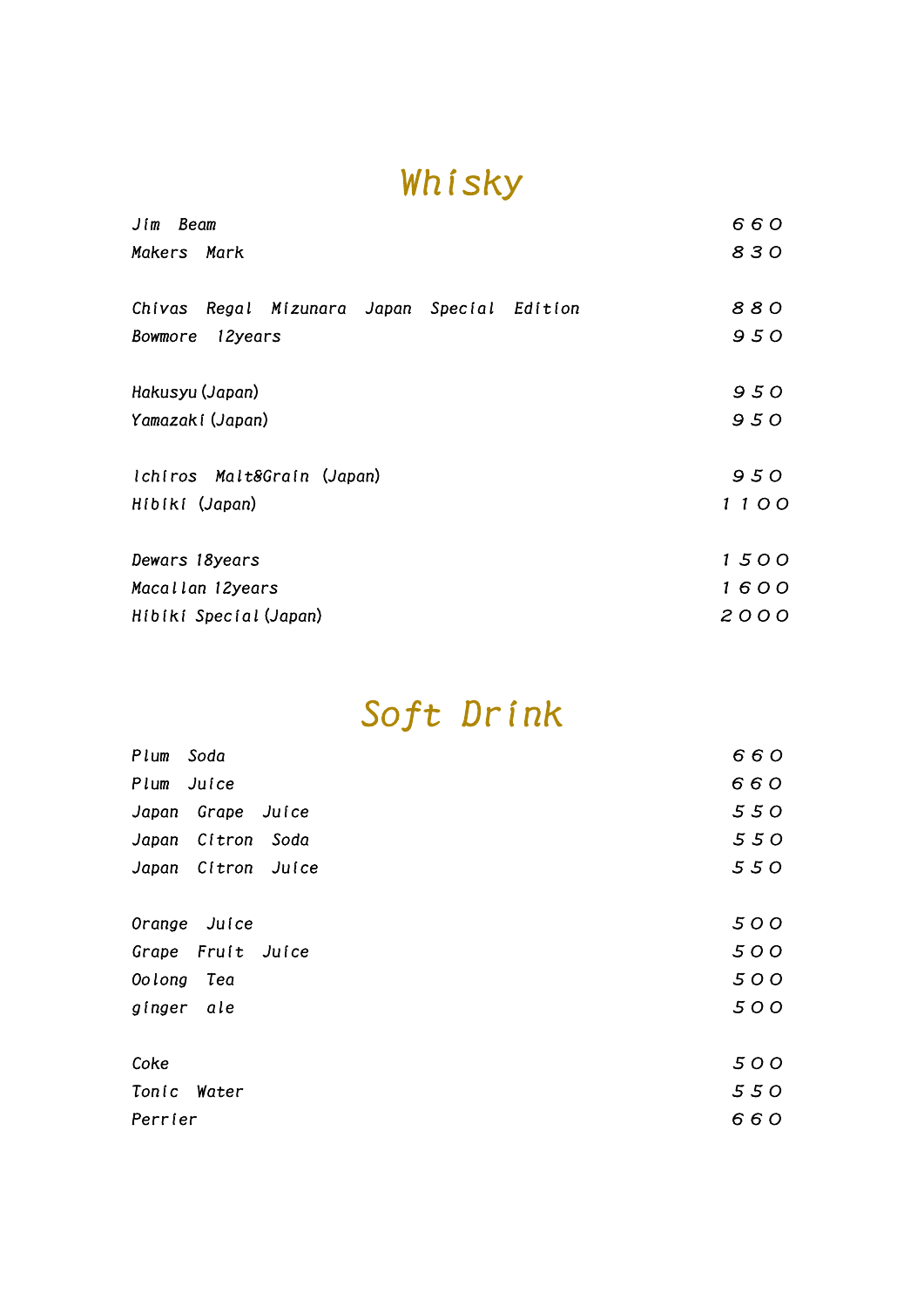# Whisky

| | |
|---|---|
| Jim Beam | 660 |
| Makers Mark | 830 |
| Chivas Regal Mizunara Japan Special Edition | 880 |
| Bowmore 12years | 950 |
| Hakusyu (Japan) | 950 |
| Yamazaki (Japan) | 950 |
| Ichiros Malt&Grain (Japan) | 950 |
| Hibiki (Japan) | 1100 |
| Dewars 18years | 1500 |
| Macallan 12years | 1600 |
| Hibiki Special (Japan) | 2000 |

# Soft Drink

| | |
|---|---|
| Plum Soda | 660 |
| Plum Juice | 660 |
| Japan Grape Juice | 550 |
| Japan Citron Soda | 550 |
| Japan Citron Juice | 550 |
| Orange Juice | 500 |
| Grape Fruit Juice | 500 |
| Oolong Tea | 500 |
| ginger ale | 500 |
| Coke | 500 |
| Tonic Water | 550 |
| Perrier | 660 |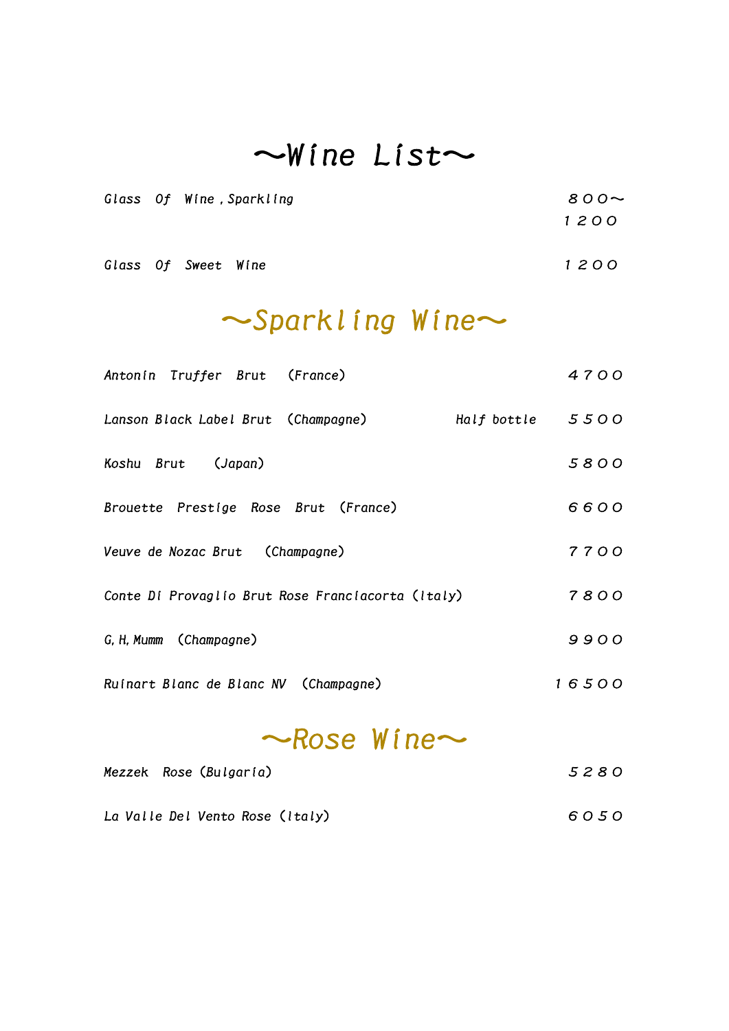# ～Wine List～

| | |
|---|---|
| Glass Of Wine , Sparkling | 800～ 1200 |
| Glass Of Sweet Wine | 1200 |

## ～Sparkling Wine～

| | | |
|---|---|---|
| Antonin Truffer Brut (France) | | 4700 |
| Lanson Black Label Brut (Champagne) | Half bottle | 5500 |
| Koshu Brut (Japan) | | 5800 |
| Brouette Prestige Rose Brut (France) | | 6600 |
| Veuve de Nozac Brut (Champagne) | | 7700 |
| Conte Di Provaglio Brut Rose Franciacorta (Italy) | | 7800 |
| G, H, Mumm (Champagne) | | 9900 |
| Ruinart Blanc de Blanc NV (Champagne) | | 16500 |

## ～Rose Wine～

| | |
|---|---|
| Mezzek Rose (Bulgaria) | 5280 |
| La Valle Del Vento Rose (Italy) | 6050 |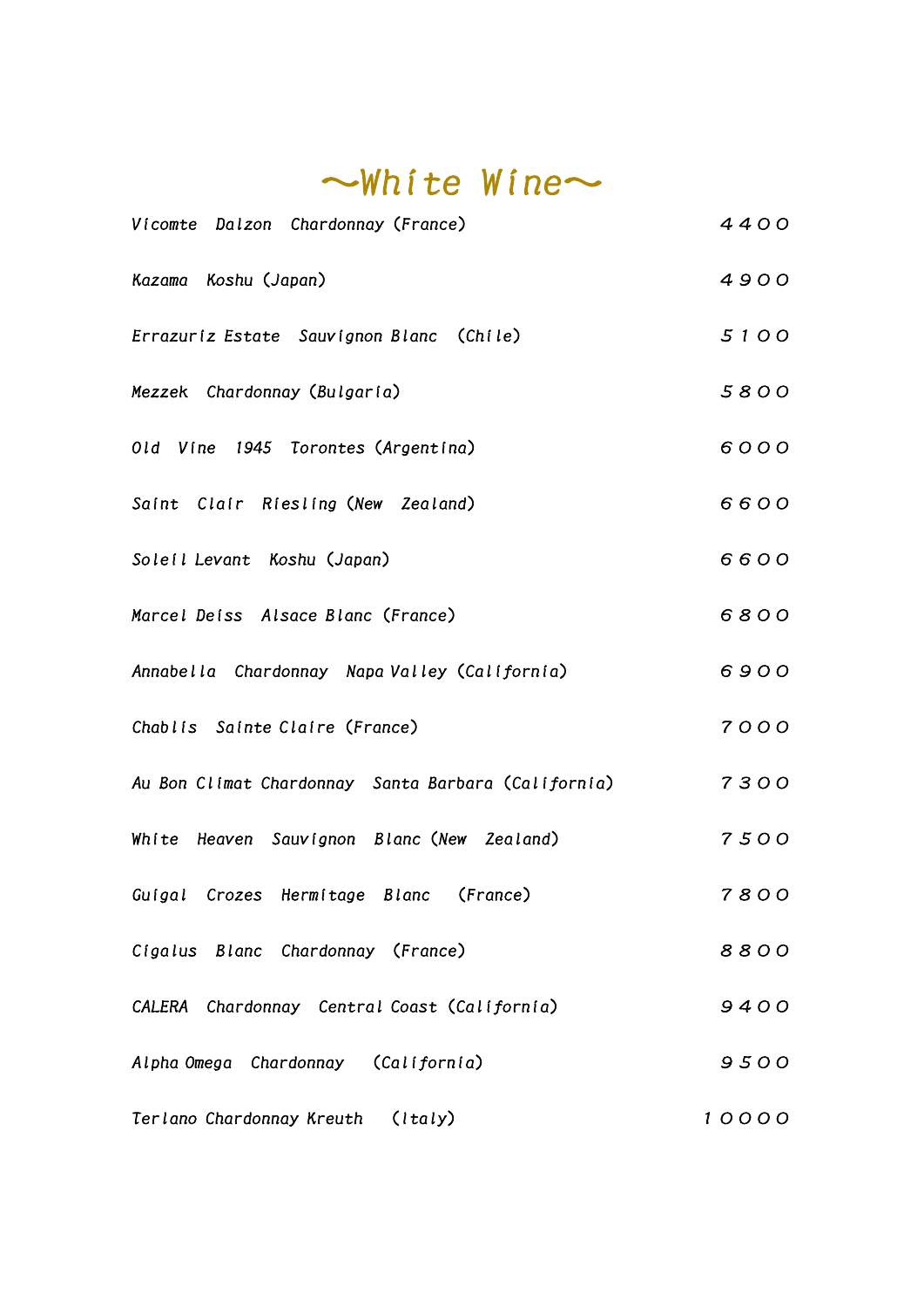# ～White Wine～

| | |
|---|---|
| Vicomte Dalzon Chardonnay (France) | 4400 |
| Kazama Koshu (Japan) | 4900 |
| Errazuriz Estate Sauvignon Blanc (Chile) | 5100 |
| Mezzek Chardonnay (Bulgaria) | 5800 |
| Old Vine 1945 Torontes (Argentina) | 6000 |
| Saint Clair Riesling (New Zealand) | 6600 |
| Soleil Levant Koshu (Japan) | 6600 |
| Marcel Deiss Alsace Blanc (France) | 6800 |
| Annabella Chardonnay Napa Valley (California) | 6900 |
| Chablis Sainte Claire (France) | 7000 |
| Au Bon Climat Chardonnay Santa Barbara (California) | 7300 |
| White Heaven Sauvignon Blanc (New Zealand) | 7500 |
| Guigal Crozes Hermitage Blanc (France) | 7800 |
| Cigalus Blanc Chardonnay (France) | 8800 |
| CALERA Chardonnay Central Coast (California) | 9400 |
| Alpha Omega Chardonnay (California) | 9500 |
| Terlano Chardonnay Kreuth (Italy) | 10000 |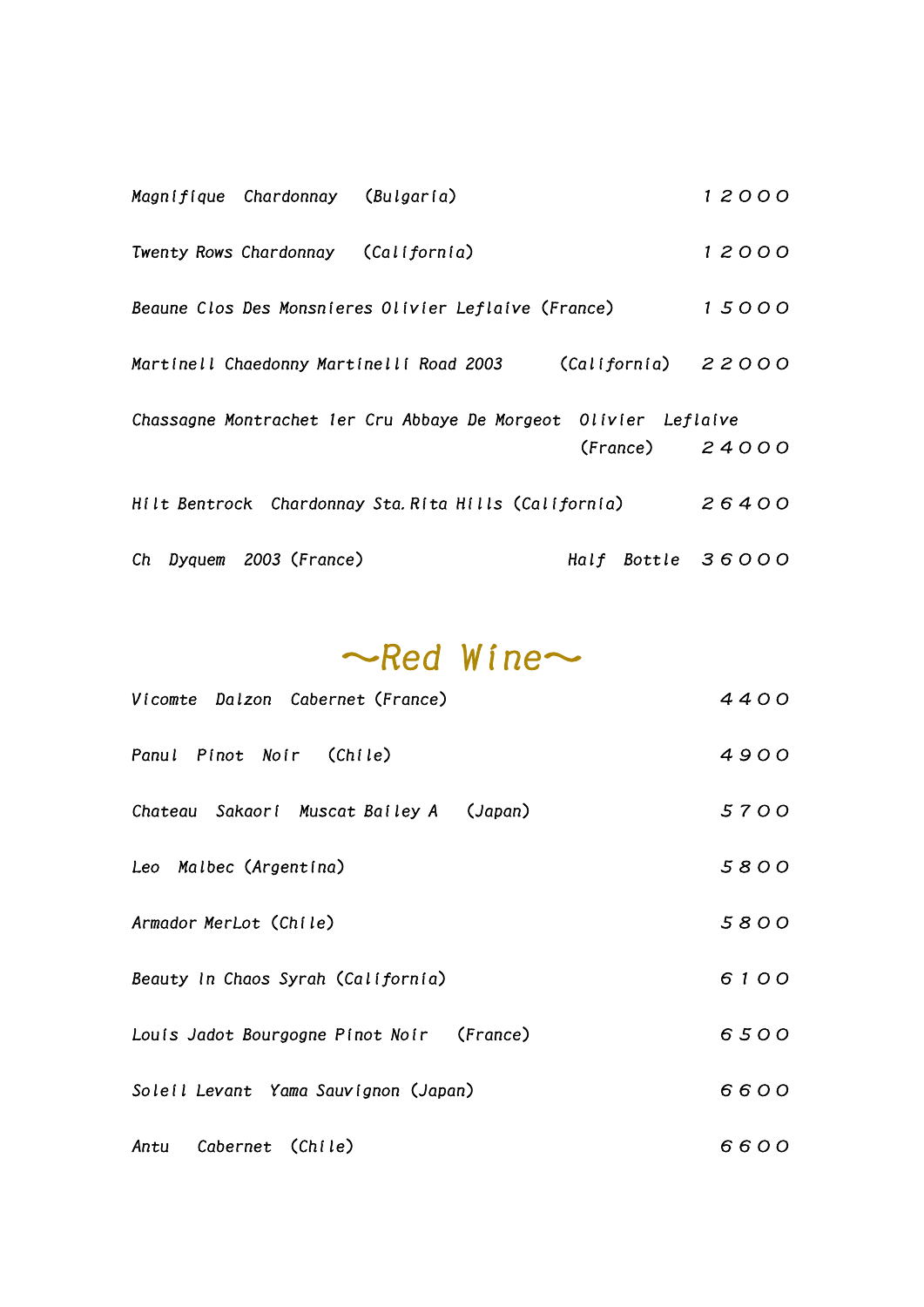| | |
|---|---|
| Magnifique Chardonnay (Bulgaria) | 12000 |
| Twenty Rows Chardonnay (California) | 12000 |
| Beaune Clos Des Monsnieres Olivier Leflaive (France) | 15000 |
| Martinell Chaedonny Martinelli Road 2003 (California) | 22000 |
| Chassagne Montrachet 1er Cru Abbaye De Morgeot Olivier Leflaive (France) | 24000 |
| Hilt Bentrock Chardonnay Sta.Rita Hills (California) | 26400 |
| Ch Dyquem 2003 (France) Half Bottle | 36000 |

## ～Red Wine～

| | |
|---|---|
| Vicomte Dalzon Cabernet (France) | 4400 |
| Panul Pinot Noir (Chile) | 4900 |
| Chateau Sakaori Muscat Bailey A (Japan) | 5700 |
| Leo Malbec (Argentina) | 5800 |
| Armador MerLot (Chile) | 5800 |
| Beauty In Chaos Syrah (California) | 6100 |
| Louis Jadot Bourgogne Pinot Noir (France) | 6500 |
| Soleil Levant Yama Sauvignon (Japan) | 6600 |
| Antu Cabernet (Chile) | 6600 |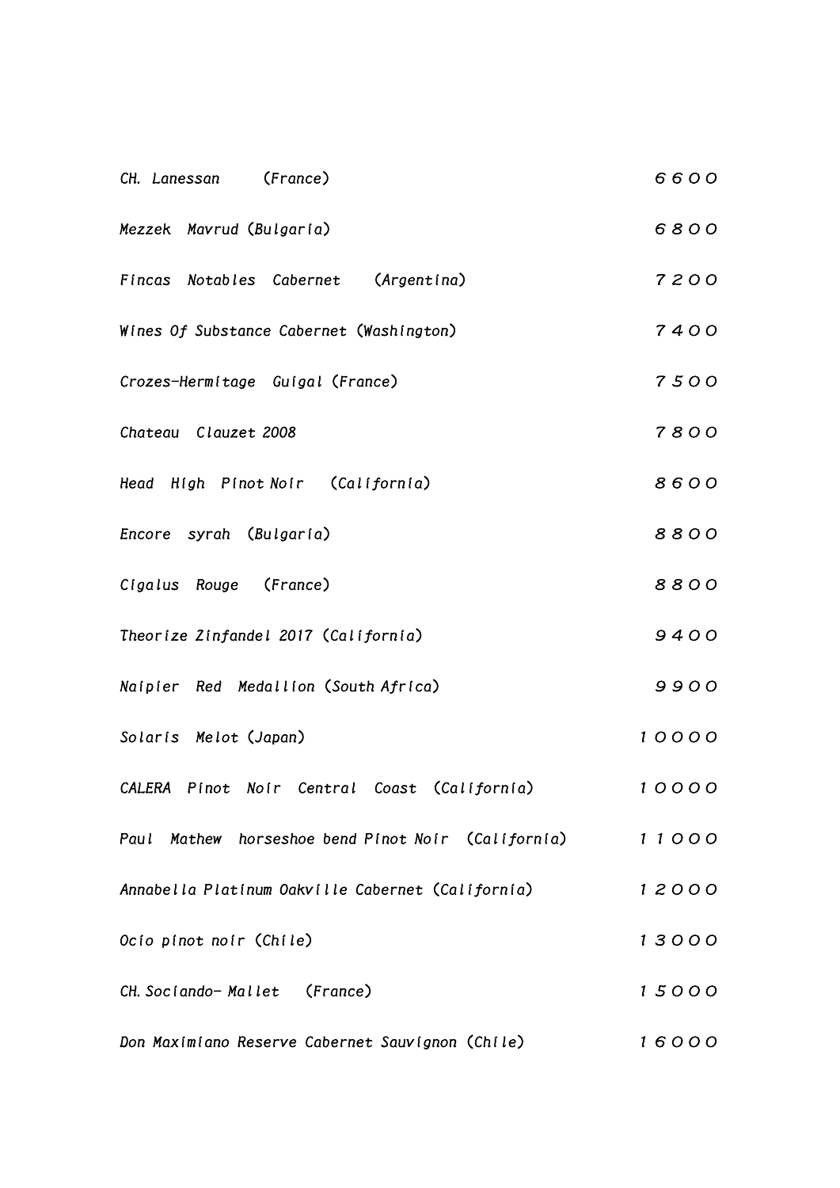| | |
|---|---|
| CH. Lanessan (France) | 6600 |
| Mezzek Mavrud (Bulgaria) | 6800 |
| Fincas Notables Cabernet (Argentina) | 7200 |
| Wines Of Substance Cabernet (Washington) | 7400 |
| Crozes-Hermitage Guigal (France) | 7500 |
| Chateau Clauzet 2008 | 7800 |
| Head High Pinot Noir (California) | 8600 |
| Encore syrah (Bulgaria) | 8800 |
| Cigalus Rouge (France) | 8800 |
| Theorize Zinfandel 2017 (California) | 9400 |
| Naipier Red Medallion (South Africa) | 9900 |
| Solaris Melot (Japan) | 10000 |
| CALERA Pinot Noir Central Coast (California) | 10000 |
| Paul Mathew horseshoe bend Pinot Noir (California) | 11000 |
| Annabella Platinum Oakville Cabernet (California) | 12000 |
| Ocio pinot noir (Chile) | 13000 |
| CH. Sociando- Mallet (France) | 15000 |
| Don Maximiano Reserve Cabernet Sauvignon (Chile) | 16000 |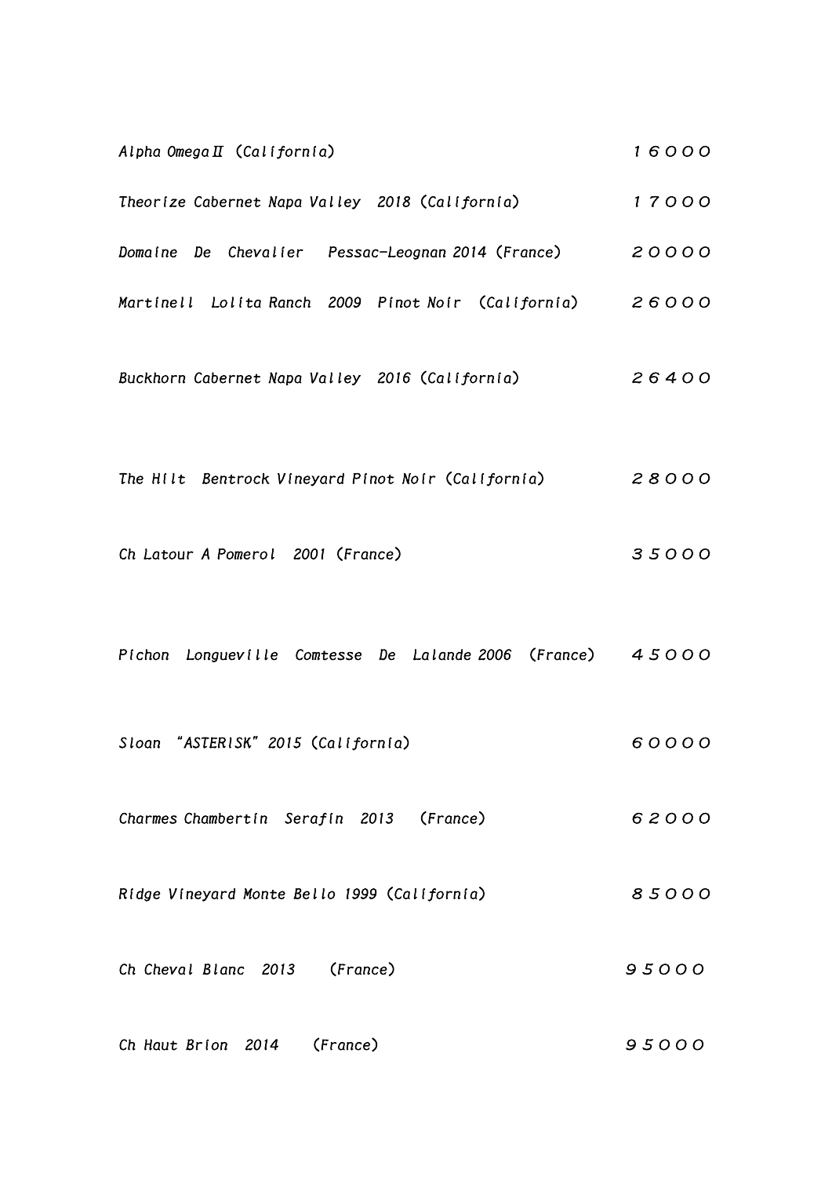| | |
|---|---|
| *Alpha Omega Ⅱ (California)* | *16000* |
| *Theorize Cabernet Napa Valley 2018 (California)* | *17000* |
| *Domaine De Chevalier Pessac-Leognan 2014 (France)* | *20000* |
| *Martinell Lolita Ranch 2009 Pinot Noir (California)* | *26000* |
| *Buckhorn Cabernet Napa Valley 2016 (California)* | *26400* |
| *The Hilt Bentrock Vineyard Pinot Noir (California)* | *28000* |
| *Ch Latour A Pomerol 2001 (France)* | *35000* |
| *Pichon Longueville Comtesse De Lalande 2006 (France)* | *45000* |
| *Sloan "ASTERISK" 2015 (California)* | *60000* |
| *Charmes Chambertin Serafin 2013 (France)* | *62000* |
| *Ridge Vineyard Monte Bello 1999 (California)* | *85000* |
| *Ch Cheval Blanc 2013 (France)* | *95000* |
| *Ch Haut Brion 2014 (France)* | *95000* |